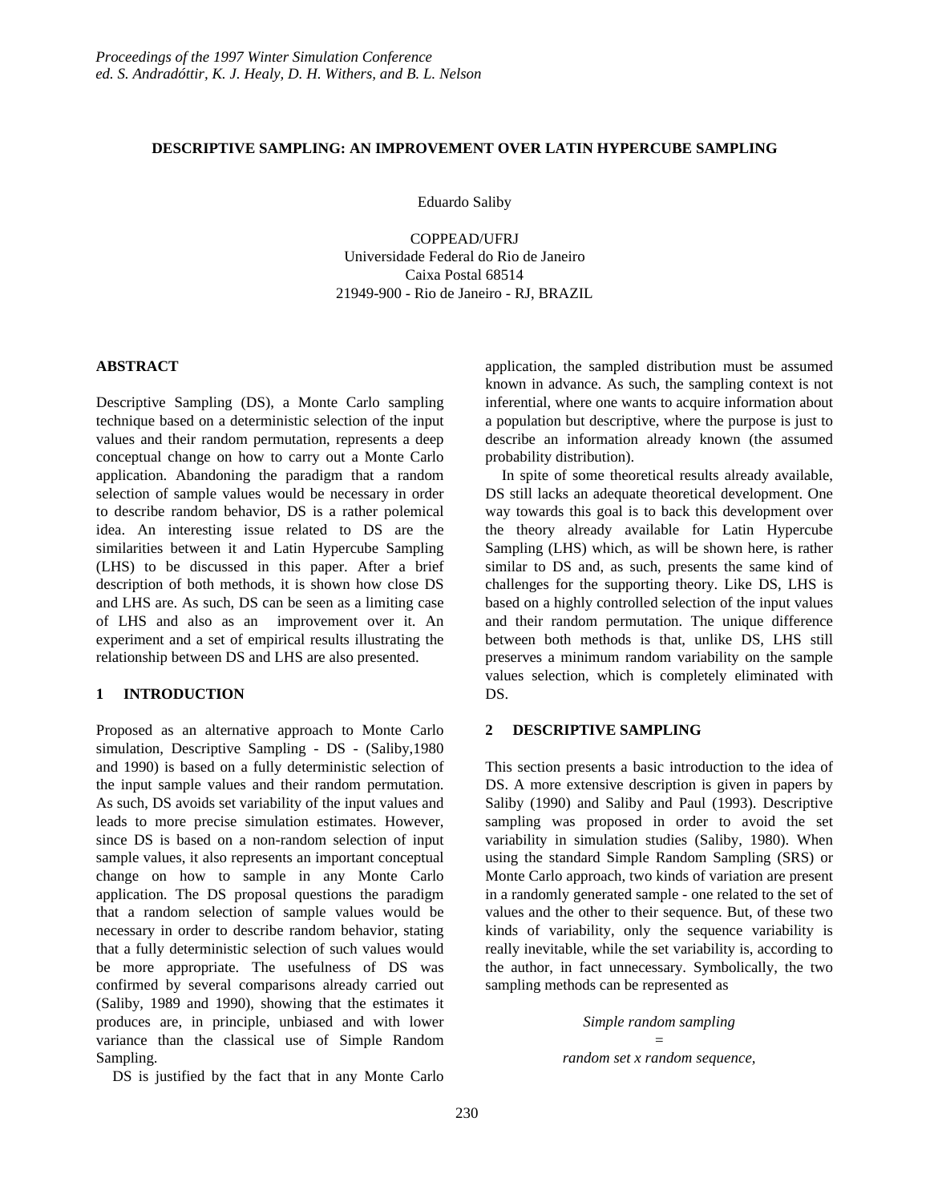# DESCRIPTIVE SAMPLING: AN IMPROVEMENT OVER LATIN HYPERCUBE SAMPLING

Eduardo Saliby

COPPEAD/UFRJ
Universidade Federal do Rio de Janeiro
Caixa Postal 68514
21949-900 - Rio de Janeiro - RJ, BRAZIL

## ABSTRACT

Descriptive Sampling (DS), a Monte Carlo sampling technique based on a deterministic selection of the input values and their random permutation, represents a deep conceptual change on how to carry out a Monte Carlo application. Abandoning the paradigm that a random selection of sample values would be necessary in order to describe random behavior, DS is a rather polemical idea. An interesting issue related to DS are the similarities between it and Latin Hypercube Sampling (LHS) to be discussed in this paper. After a brief description of both methods, it is shown how close DS and LHS are. As such, DS can be seen as a limiting case of LHS and also as an improvement over it. An experiment and a set of empirical results illustrating the relationship between DS and LHS are also presented.

## 1 INTRODUCTION

Proposed as an alternative approach to Monte Carlo simulation, Descriptive Sampling - DS - (Saliby,1980 and 1990) is based on a fully deterministic selection of the input sample values and their random permutation. As such, DS avoids set variability of the input values and leads to more precise simulation estimates. However, since DS is based on a non-random selection of input sample values, it also represents an important conceptual change on how to sample in any Monte Carlo application. The DS proposal questions the paradigm that a random selection of sample values would be necessary in order to describe random behavior, stating that a fully deterministic selection of such values would be more appropriate. The usefulness of DS was confirmed by several comparisons already carried out (Saliby, 1989 and 1990), showing that the estimates it produces are, in principle, unbiased and with lower variance than the classical use of Simple Random Sampling.

DS is justified by the fact that in any Monte Carlo application, the sampled distribution must be assumed known in advance. As such, the sampling context is not inferential, where one wants to acquire information about a population but descriptive, where the purpose is just to describe an information already known (the assumed probability distribution).

In spite of some theoretical results already available, DS still lacks an adequate theoretical development. One way towards this goal is to back this development over the theory already available for Latin Hypercube Sampling (LHS) which, as will be shown here, is rather similar to DS and, as such, presents the same kind of challenges for the supporting theory. Like DS, LHS is based on a highly controlled selection of the input values and their random permutation. The unique difference between both methods is that, unlike DS, LHS still preserves a minimum random variability on the sample values selection, which is completely eliminated with DS.

## 2 DESCRIPTIVE SAMPLING

This section presents a basic introduction to the idea of DS. A more extensive description is given in papers by Saliby (1990) and Saliby and Paul (1993). Descriptive sampling was proposed in order to avoid the set variability in simulation studies (Saliby, 1980). When using the standard Simple Random Sampling (SRS) or Monte Carlo approach, two kinds of variation are present in a randomly generated sample - one related to the set of values and the other to their sequence. But, of these two kinds of variability, only the sequence variability is really inevitable, while the set variability is, according to the author, in fact unnecessary. Symbolically, the two sampling methods can be represented as

*Simple random sampling*
*=*
*random set x random sequence,*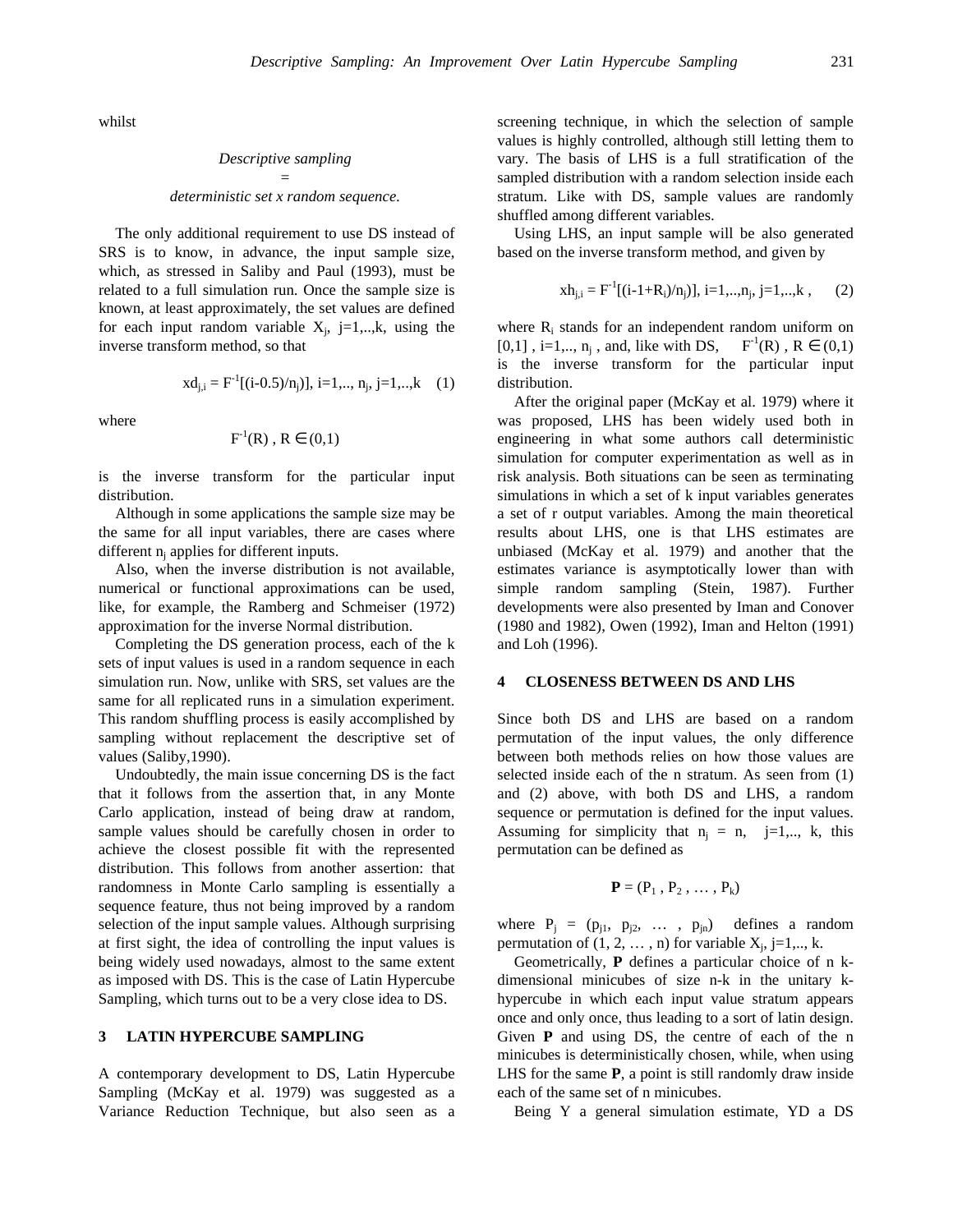whilst

*Descriptive sampling*
=
*deterministic set x random sequence.*

The only additional requirement to use DS instead of SRS is to know, in advance, the input sample size, which, as stressed in Saliby and Paul (1993), must be related to a full simulation run. Once the sample size is known, at least approximately, the set values are defined for each input random variable $X_j$, $j=1,..,k$, using the inverse transform method, so that

$$xd_{j,i} = F^{-1}[(i-0.5)/n_j)], \; i=1,.., n_j, \; j=1,..,k \quad (1)$$

where

$$F^{-1}(R) \; , \; R \in (0,1)$$

is the inverse transform for the particular input distribution.

Although in some applications the sample size may be the same for all input variables, there are cases where different $n_j$ applies for different inputs.

Also, when the inverse distribution is not available, numerical or functional approximations can be used, like, for example, the Ramberg and Schmeiser (1972) approximation for the inverse Normal distribution.

Completing the DS generation process, each of the k sets of input values is used in a random sequence in each simulation run. Now, unlike with SRS, set values are the same for all replicated runs in a simulation experiment. This random shuffling process is easily accomplished by sampling without replacement the descriptive set of values (Saliby,1990).

Undoubtedly, the main issue concerning DS is the fact that it follows from the assertion that, in any Monte Carlo application, instead of being draw at random, sample values should be carefully chosen in order to achieve the closest possible fit with the represented distribution. This follows from another assertion: that randomness in Monte Carlo sampling is essentially a sequence feature, thus not being improved by a random selection of the input sample values. Although surprising at first sight, the idea of controlling the input values is being widely used nowadays, almost to the same extent as imposed with DS. This is the case of Latin Hypercube Sampling, which turns out to be a very close idea to DS.

## 3 LATIN HYPERCUBE SAMPLING

A contemporary development to DS, Latin Hypercube Sampling (McKay et al. 1979) was suggested as a Variance Reduction Technique, but also seen as a screening technique, in which the selection of sample values is highly controlled, although still letting them to vary. The basis of LHS is a full stratification of the sampled distribution with a random selection inside each stratum. Like with DS, sample values are randomly shuffled among different variables.

Using LHS, an input sample will be also generated based on the inverse transform method, and given by

$$xh_{j,i} = F^{-1}[(i-1+R_i)/n_j)], \; i=1,..,n_j, \; j=1,..,k \; , \quad (2)$$

where $R_i$ stands for an independent random uniform on $[0,1]$ , $i=1,.., n_j$ , and, like with DS, $F^{-1}(R)$ , $R \in (0,1)$ is the inverse transform for the particular input distribution.

After the original paper (McKay et al. 1979) where it was proposed, LHS has been widely used both in engineering in what some authors call deterministic simulation for computer experimentation as well as in risk analysis. Both situations can be seen as terminating simulations in which a set of k input variables generates a set of r output variables. Among the main theoretical results about LHS, one is that LHS estimates are unbiased (McKay et al. 1979) and another that the estimates variance is asymptotically lower than with simple random sampling (Stein, 1987). Further developments were also presented by Iman and Conover (1980 and 1982), Owen (1992), Iman and Helton (1991) and Loh (1996).

## 4 CLOSENESS BETWEEN DS AND LHS

Since both DS and LHS are based on a random permutation of the input values, the only difference between both methods relies on how those values are selected inside each of the n stratum. As seen from (1) and (2) above, with both DS and LHS, a random sequence or permutation is defined for the input values. Assuming for simplicity that $n_j = n$, $j=1,.., k$, this permutation can be defined as

$$\mathbf{P} = (P_1 \, , P_2 \, , \ldots , P_k)$$

where $P_j = (p_{j1}, \; p_{j2}, \; \ldots \; , \; p_{jn})$ defines a random permutation of $(1, 2, \ldots , n)$ for variable $X_j$, $j=1,.., k$.

Geometrically, **P** defines a particular choice of n k-dimensional minicubes of size n-k in the unitary k-hypercube in which each input value stratum appears once and only once, thus leading to a sort of latin design. Given **P** and using DS, the centre of each of the n minicubes is deterministically chosen, while, when using LHS for the same **P**, a point is still randomly draw inside each of the same set of n minicubes.

Being Y a general simulation estimate, YD a DS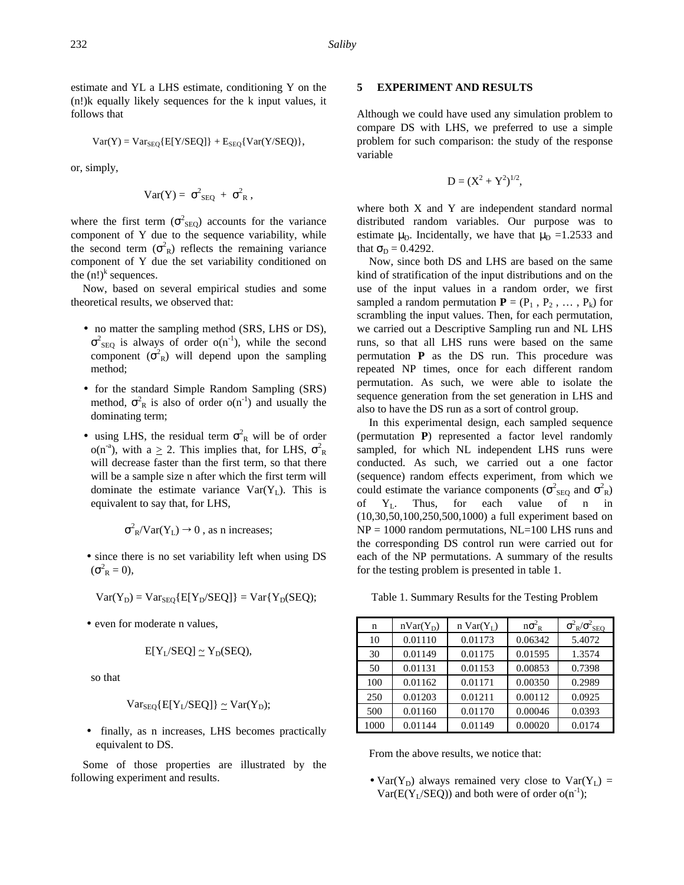estimate and YL a LHS estimate, conditioning Y on the (n!)k equally likely sequences for the k input values, it follows that

$$\text{Var}(Y) = \text{Var}_{SEQ}\{E[Y/SEQ]\} + E_{SEQ}\{\text{Var}(Y/SEQ)\},$$

or, simply,

$$\text{Var}(Y) = \sigma^2_{SEQ} + \sigma^2_R ,$$

where the first term ($\sigma^2_{SEQ}$) accounts for the variance component of Y due to the sequence variability, while the second term ($\sigma^2_R$) reflects the remaining variance component of Y due the set variability conditioned on the $(n!)^k$ sequences.

Now, based on several empirical studies and some theoretical results, we observed that:

- no matter the sampling method (SRS, LHS or DS), $\sigma^2_{SEQ}$ is always of order $o(n^{-1})$, while the second component ($\sigma^2_R$) will depend upon the sampling method;
- for the standard Simple Random Sampling (SRS) method, $\sigma^2_R$ is also of order $o(n^{-1})$ and usually the dominating term;
- using LHS, the residual term $\sigma^2_R$ will be of order $o(n^{-a})$, with $a \geq 2$. This implies that, for LHS, $\sigma^2_R$ will decrease faster than the first term, so that there will be a sample size n after which the first term will dominate the estimate variance $\text{Var}(Y_L)$. This is equivalent to say that, for LHS,

  $$\sigma^2_R/\text{Var}(Y_L) \rightarrow 0 \text{ , as n increases;}$$

- since there is no set variability left when using DS ($\sigma^2_R = 0$),

  $$\text{Var}(Y_D) = \text{Var}_{SEQ}\{E[Y_D/SEQ]\} = \text{Var}\{Y_D(SEQ);$$

- even for moderate n values,

  $$E[Y_L/SEQ] \simeq Y_D(SEQ),$$

  so that

  $$\text{Var}_{SEQ}\{E[Y_L/SEQ]\} \simeq \text{Var}(Y_D);$$

- finally, as n increases, LHS becomes practically equivalent to DS.

Some of those properties are illustrated by the following experiment and results.

## 5 EXPERIMENT AND RESULTS

Although we could have used any simulation problem to compare DS with LHS, we preferred to use a simple problem for such comparison: the study of the response variable

$$D = (X^2 + Y^2)^{1/2},$$

where both X and Y are independent standard normal distributed random variables. Our purpose was to estimate $\mu_D$. Incidentally, we have that $\mu_D = 1.2533$ and that $\sigma_D = 0.4292$.

Now, since both DS and LHS are based on the same kind of stratification of the input distributions and on the use of the input values in a random order, we first sampled a random permutation $\mathbf{P} = (P_1, P_2, \ldots, P_k)$ for scrambling the input values. Then, for each permutation, we carried out a Descriptive Sampling run and NL LHS runs, so that all LHS runs were based on the same permutation **P** as the DS run. This procedure was repeated NP times, once for each different random permutation. As such, we were able to isolate the sequence generation from the set generation in LHS and also to have the DS run as a sort of control group.

In this experimental design, each sampled sequence (permutation **P**) represented a factor level randomly sampled, for which NL independent LHS runs were conducted. As such, we carried out a one factor (sequence) random effects experiment, from which we could estimate the variance components ($\sigma^2_{SEQ}$ and $\sigma^2_R$) of $Y_L$. Thus, for each value of n in (10,30,50,100,250,500,1000) a full experiment based on NP = 1000 random permutations, NL=100 LHS runs and the corresponding DS control run were carried out for each of the NP permutations. A summary of the results for the testing problem is presented in table 1.

Table 1. Summary Results for the Testing Problem

| n | $n\text{Var}(Y_D)$ | $n\text{ Var}(Y_L)$ | $n\sigma^2_R$ | $\sigma^2_R/\sigma^2_{SEQ}$ |
|---|---|---|---|---|
| 10 | 0.01110 | 0.01173 | 0.06342 | 5.4072 |
| 30 | 0.01149 | 0.01175 | 0.01595 | 1.3574 |
| 50 | 0.01131 | 0.01153 | 0.00853 | 0.7398 |
| 100 | 0.01162 | 0.01171 | 0.00350 | 0.2989 |
| 250 | 0.01203 | 0.01211 | 0.00112 | 0.0925 |
| 500 | 0.01160 | 0.01170 | 0.00046 | 0.0393 |
| 1000 | 0.01144 | 0.01149 | 0.00020 | 0.0174 |

From the above results, we notice that:

- $\text{Var}(Y_D)$ always remained very close to $\text{Var}(Y_L) = \text{Var}(E(Y_L/SEQ))$ and both were of order $o(n^{-1})$;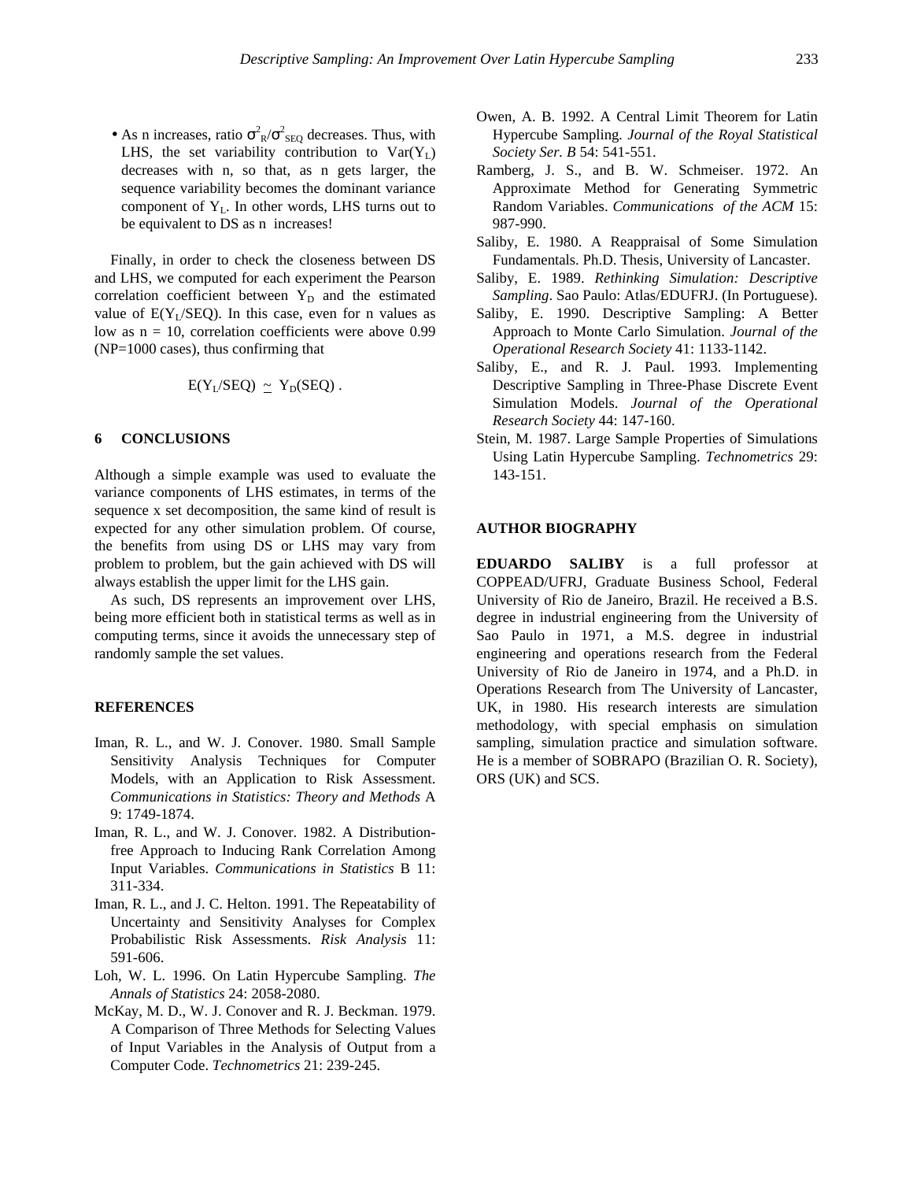- As n increases, ratio $\sigma^2_R/\sigma^2_{SEQ}$ decreases. Thus, with LHS, the set variability contribution to $Var(Y_L)$ decreases with n, so that, as n gets larger, the sequence variability becomes the dominant variance component of $Y_L$. In other words, LHS turns out to be equivalent to DS as n increases!

Finally, in order to check the closeness between DS and LHS, we computed for each experiment the Pearson correlation coefficient between $Y_D$ and the estimated value of $E(Y_L/SEQ)$. In this case, even for n values as low as n = 10, correlation coefficients were above 0.99 (NP=1000 cases), thus confirming that

$$E(Y_L/SEQ) \simeq Y_D(SEQ) .$$

## 6 CONCLUSIONS

Although a simple example was used to evaluate the variance components of LHS estimates, in terms of the sequence x set decomposition, the same kind of result is expected for any other simulation problem. Of course, the benefits from using DS or LHS may vary from problem to problem, but the gain achieved with DS will always establish the upper limit for the LHS gain.

As such, DS represents an improvement over LHS, being more efficient both in statistical terms as well as in computing terms, since it avoids the unnecessary step of randomly sample the set values.

## REFERENCES

Iman, R. L., and W. J. Conover. 1980. Small Sample Sensitivity Analysis Techniques for Computer Models, with an Application to Risk Assessment. *Communications in Statistics: Theory and Methods* A 9: 1749-1874.

Iman, R. L., and W. J. Conover. 1982. A Distribution-free Approach to Inducing Rank Correlation Among Input Variables. *Communications in Statistics* B 11: 311-334.

Iman, R. L., and J. C. Helton. 1991. The Repeatability of Uncertainty and Sensitivity Analyses for Complex Probabilistic Risk Assessments. *Risk Analysis* 11: 591-606.

Loh, W. L. 1996. On Latin Hypercube Sampling. *The Annals of Statistics* 24: 2058-2080.

McKay, M. D., W. J. Conover and R. J. Beckman. 1979. A Comparison of Three Methods for Selecting Values of Input Variables in the Analysis of Output from a Computer Code. *Technometrics* 21: 239-245.

Owen, A. B. 1992. A Central Limit Theorem for Latin Hypercube Sampling. *Journal of the Royal Statistical Society Ser. B* 54: 541-551.

Ramberg, J. S., and B. W. Schmeiser. 1972. An Approximate Method for Generating Symmetric Random Variables. *Communications of the ACM* 15: 987-990.

Saliby, E. 1980. A Reappraisal of Some Simulation Fundamentals. Ph.D. Thesis, University of Lancaster.

Saliby, E. 1989. *Rethinking Simulation: Descriptive Sampling*. Sao Paulo: Atlas/EDUFRJ. (In Portuguese).

Saliby, E. 1990. Descriptive Sampling: A Better Approach to Monte Carlo Simulation. *Journal of the Operational Research Society* 41: 1133-1142.

Saliby, E., and R. J. Paul. 1993. Implementing Descriptive Sampling in Three-Phase Discrete Event Simulation Models. *Journal of the Operational Research Society* 44: 147-160.

Stein, M. 1987. Large Sample Properties of Simulations Using Latin Hypercube Sampling. *Technometrics* 29: 143-151.

## AUTHOR BIOGRAPHY

**EDUARDO SALIBY** is a full professor at COPPEAD/UFRJ, Graduate Business School, Federal University of Rio de Janeiro, Brazil. He received a B.S. degree in industrial engineering from the University of Sao Paulo in 1971, a M.S. degree in industrial engineering and operations research from the Federal University of Rio de Janeiro in 1974, and a Ph.D. in Operations Research from The University of Lancaster, UK, in 1980. His research interests are simulation methodology, with special emphasis on simulation sampling, simulation practice and simulation software. He is a member of SOBRAPO (Brazilian O. R. Society), ORS (UK) and SCS.